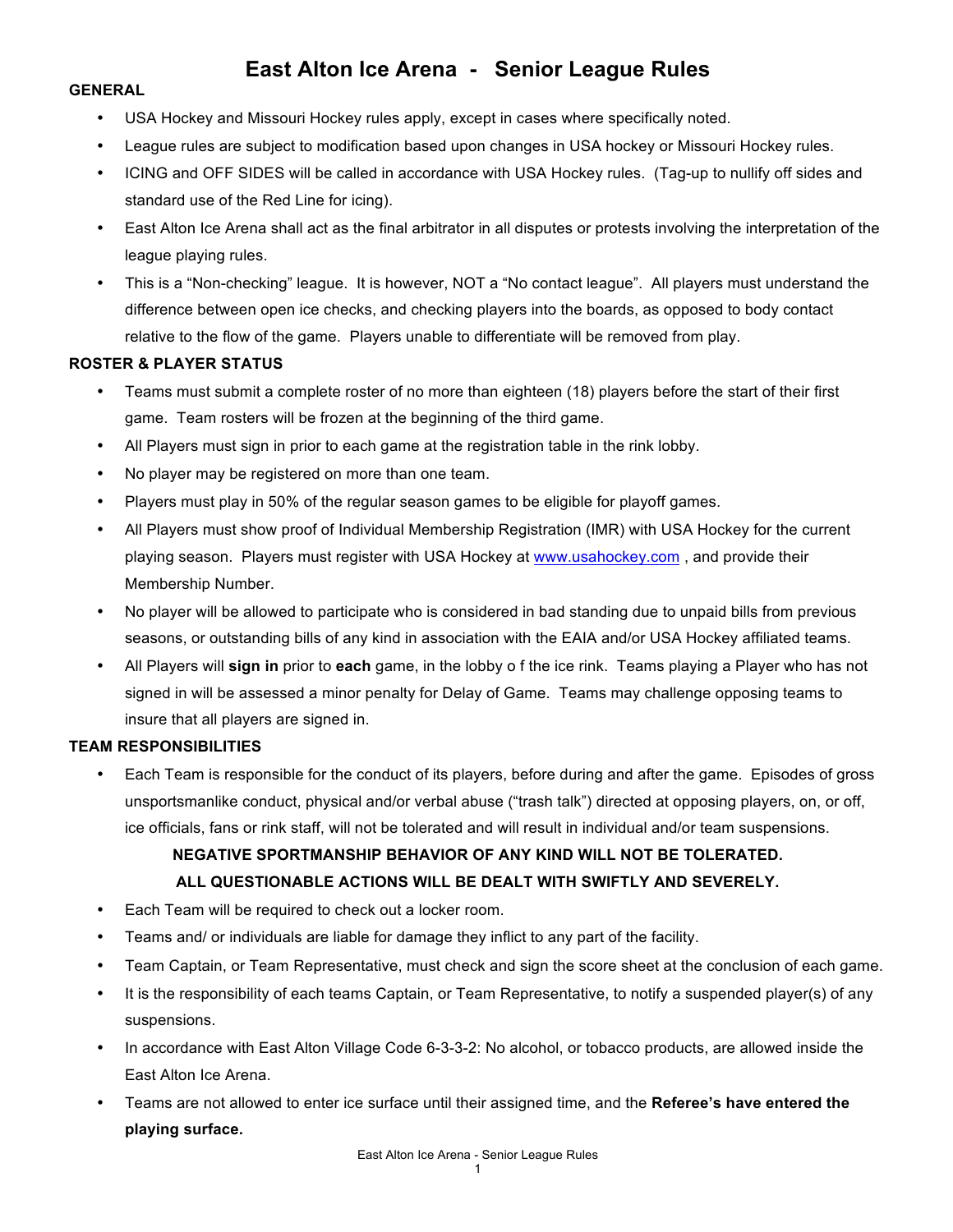# East Alton Ice Arena - Senior League Rules

## GENERAL

- USA Hockey and Missouri Hockey rules apply, except in cases where specifically noted.
- League rules are subject to modification based upon changes in USA hockey or Missouri Hockey rules.
- ICING and OFF SIDES will be called in accordance with USA Hockey rules. (Tag-up to nullify off sides and standard use of the Red Line for icing).
- East Alton Ice Arena shall act as the final arbitrator in all disputes or protests involving the interpretation of the league playing rules.
- This is a "Non-checking" league. It is however, NOT a "No contact league". All players must understand the difference between open ice checks, and checking players into the boards, as opposed to body contact relative to the flow of the game. Players unable to differentiate will be removed from play.

## ROSTER & PLAYER STATUS

- Teams must submit a complete roster of no more than eighteen (18) players before the start of their first game. Team rosters will be frozen at the beginning of the third game.
- All Players must sign in prior to each game at the registration table in the rink lobby.
- No player may be registered on more than one team.
- Players must play in 50% of the regular season games to be eligible for playoff games.
- All Players must show proof of Individual Membership Registration (IMR) with USA Hockey for the current playing season. Players must register with USA Hockey at www.usahockey.com , and provide their Membership Number.
- No player will be allowed to participate who is considered in bad standing due to unpaid bills from previous seasons, or outstanding bills of any kind in association with the EAIA and/or USA Hockey affiliated teams.
- All Players will **sign in** prior to **each** game, in the lobby o f the ice rink. Teams playing a Player who has not signed in will be assessed a minor penalty for Delay of Game. Teams may challenge opposing teams to insure that all players are signed in.

## TEAM RESPONSIBILITIES

- Each Team is responsible for the conduct of its players, before during and after the game. Episodes of gross unsportsmanlike conduct, physical and/or verbal abuse ("trash talk") directed at opposing players, on, or off, ice officials, fans or rink staff, will not be tolerated and will result in individual and/or team suspensions.

  **NEGATIVE SPORTMANSHIP BEHAVIOR OF ANY KIND WILL NOT BE TOLERATED.**

  **ALL QUESTIONABLE ACTIONS WILL BE DEALT WITH SWIFTLY AND SEVERELY.**

- Each Team will be required to check out a locker room.
- Teams and/ or individuals are liable for damage they inflict to any part of the facility.
- Team Captain, or Team Representative, must check and sign the score sheet at the conclusion of each game.
- It is the responsibility of each teams Captain, or Team Representative, to notify a suspended player(s) of any suspensions.
- In accordance with East Alton Village Code 6-3-3-2: No alcohol, or tobacco products, are allowed inside the East Alton Ice Arena.
- Teams are not allowed to enter ice surface until their assigned time, and the **Referee's have entered the playing surface.**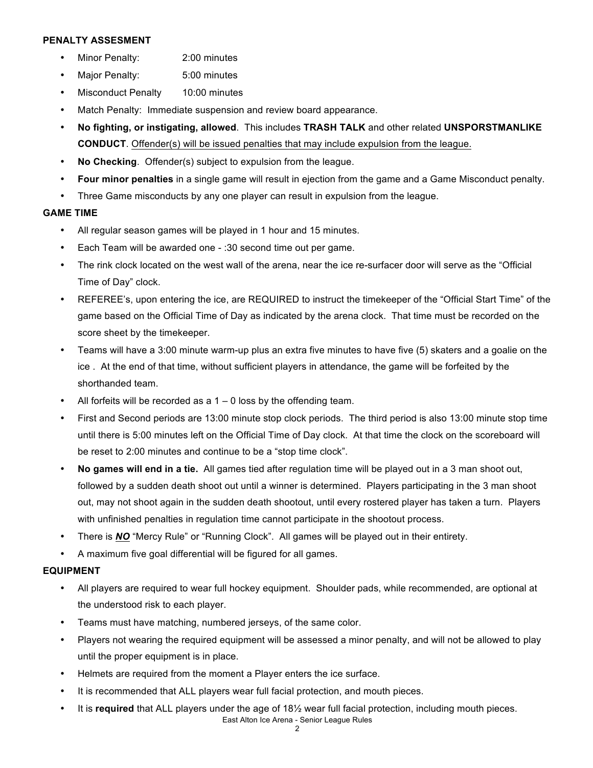**PENALTY ASSESMENT**

- Minor Penalty: 2:00 minutes
- Major Penalty: 5:00 minutes
- Misconduct Penalty 10:00 minutes
- Match Penalty: Immediate suspension and review board appearance.
- **No fighting, or instigating, allowed**. This includes **TRASH TALK** and other related **UNSPORSTMANLIKE CONDUCT**. Offender(s) will be issued penalties that may include expulsion from the league.
- **No Checking**. Offender(s) subject to expulsion from the league.
- **Four minor penalties** in a single game will result in ejection from the game and a Game Misconduct penalty.
- Three Game misconducts by any one player can result in expulsion from the league.

**GAME TIME**

- All regular season games will be played in 1 hour and 15 minutes.
- Each Team will be awarded one - :30 second time out per game.
- The rink clock located on the west wall of the arena, near the ice re-surfacer door will serve as the "Official Time of Day" clock.
- REFEREE's, upon entering the ice, are REQUIRED to instruct the timekeeper of the "Official Start Time" of the game based on the Official Time of Day as indicated by the arena clock. That time must be recorded on the score sheet by the timekeeper.
- Teams will have a 3:00 minute warm-up plus an extra five minutes to have five (5) skaters and a goalie on the ice . At the end of that time, without sufficient players in attendance, the game will be forfeited by the shorthanded team.
- All forfeits will be recorded as a 1 – 0 loss by the offending team.
- First and Second periods are 13:00 minute stop clock periods. The third period is also 13:00 minute stop time until there is 5:00 minutes left on the Official Time of Day clock. At that time the clock on the scoreboard will be reset to 2:00 minutes and continue to be a "stop time clock".
- **No games will end in a tie.** All games tied after regulation time will be played out in a 3 man shoot out, followed by a sudden death shoot out until a winner is determined. Players participating in the 3 man shoot out, may not shoot again in the sudden death shootout, until every rostered player has taken a turn. Players with unfinished penalties in regulation time cannot participate in the shootout process.
- There is ***NO*** "Mercy Rule" or "Running Clock". All games will be played out in their entirety.
- A maximum five goal differential will be figured for all games.

**EQUIPMENT**

- All players are required to wear full hockey equipment. Shoulder pads, while recommended, are optional at the understood risk to each player.
- Teams must have matching, numbered jerseys, of the same color.
- Players not wearing the required equipment will be assessed a minor penalty, and will not be allowed to play until the proper equipment is in place.
- Helmets are required from the moment a Player enters the ice surface.
- It is recommended that ALL players wear full facial protection, and mouth pieces.
- It is **required** that ALL players under the age of 18½ wear full facial protection, including mouth pieces.